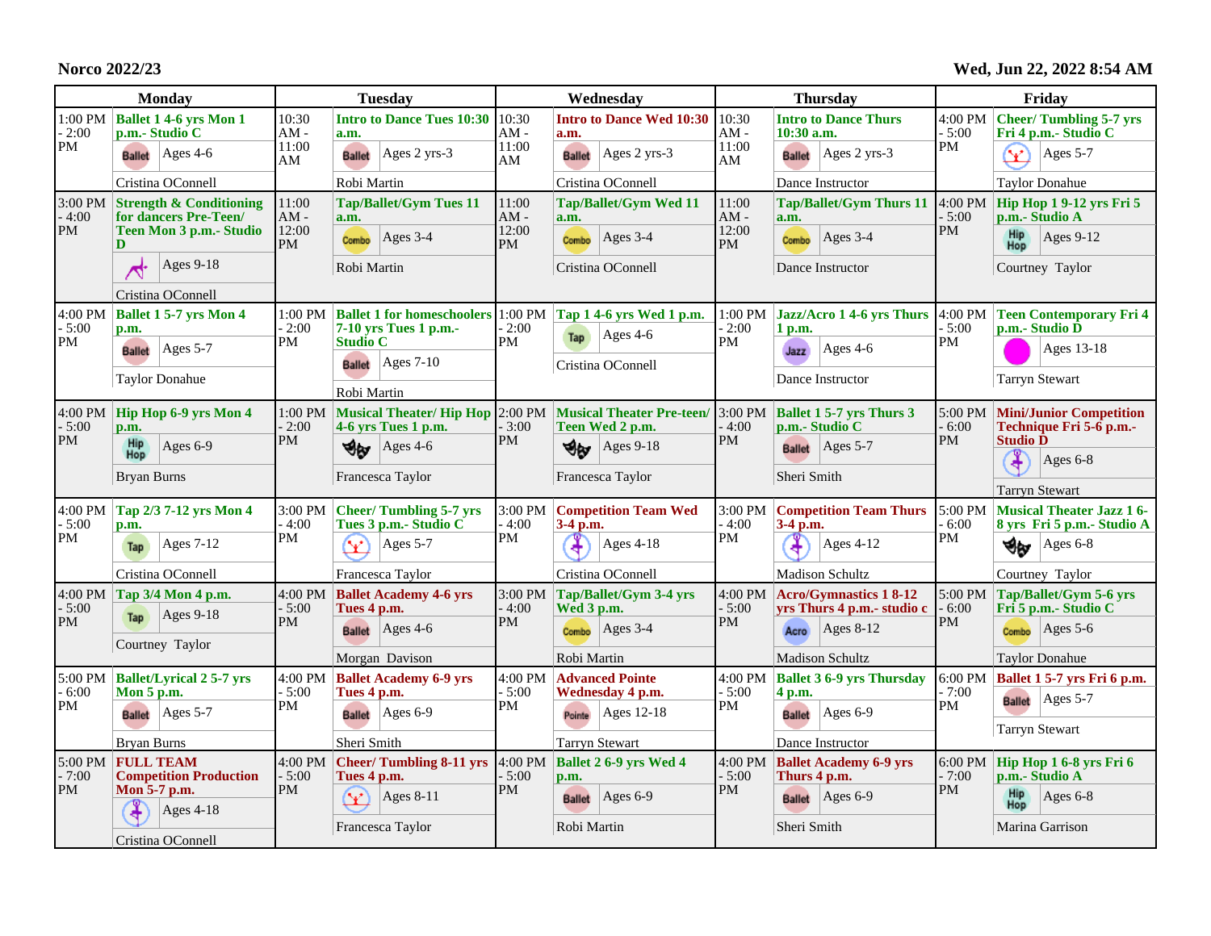**Norco 2022/23** **Wed, Jun 22, 2022 8:54 AM**

| Monday | | Tuesday | | Wednesday | | Thursday | | Friday | |
|---|---|---|---|---|---|---|---|---|---|
| 1:00 PM - 2:00 PM | **Ballet 1 4-6 yrs Mon 1 p.m.- Studio C** Ballet Ages 4-6 Cristina OConnell | 10:30 AM - 11:00 AM | **Intro to Dance Tues 10:30 a.m.** Ballet Ages 2 yrs-3 Robi Martin | 10:30 AM - 11:00 AM | **Intro to Dance Wed 10:30 a.m.** Ballet Ages 2 yrs-3 Cristina OConnell | 10:30 AM - 11:00 AM | **Intro to Dance Thurs 10:30 a.m.** Ballet Ages 2 yrs-3 Dance Instructor | 4:00 PM - 5:00 PM | **Cheer/ Tumbling 5-7 yrs Fri 4 p.m.- Studio C** Ages 5-7 Taylor Donahue |
| 3:00 PM - 4:00 PM | **Strength & Conditioning for dancers Pre-Teen/ Teen Mon 3 p.m.- Studio D** Ages 9-18 Cristina OConnell | 11:00 AM - 12:00 PM | **Tap/Ballet/Gym Tues 11 a.m.** Combo Ages 3-4 Robi Martin | 11:00 AM - 12:00 PM | **Tap/Ballet/Gym Wed 11 a.m.** Combo Ages 3-4 Cristina OConnell | 11:00 AM - 12:00 PM | **Tap/Ballet/Gym Thurs 11 a.m.** Combo Ages 3-4 Dance Instructor | 4:00 PM - 5:00 PM | **Hip Hop 1 9-12 yrs Fri 5 p.m.- Studio A** Hip Hop Ages 9-12 Courtney Taylor |
| 4:00 PM - 5:00 PM | **Ballet 1 5-7 yrs Mon 4 p.m.** Ballet Ages 5-7 Taylor Donahue | 1:00 PM - 2:00 PM | **Ballet 1 for homeschoolers 7-10 yrs Tues 1 p.m.- Studio C** Ballet Ages 7-10 Robi Martin | 1:00 PM - 2:00 PM | **Tap 1 4-6 yrs Wed 1 p.m.** Tap Ages 4-6 Cristina OConnell | 1:00 PM - 2:00 PM | **Jazz/Acro 1 4-6 yrs Thurs 1 p.m.** Jazz Ages 4-6 Dance Instructor | 4:00 PM - 5:00 PM | **Teen Contemporary Fri 4 p.m.- Studio D** Ages 13-18 Tarryn Stewart |
| 4:00 PM - 5:00 PM | **Hip Hop 6-9 yrs Mon 4 p.m.** Hip Hop Ages 6-9 Bryan Burns | 1:00 PM - 2:00 PM | **Musical Theater/ Hip Hop 4-6 yrs Tues 1 p.m.** Ages 4-6 Francesca Taylor | 2:00 PM - 3:00 PM | **Musical Theater Pre-teen/ Teen Wed 2 p.m.** Ages 9-18 Francesca Taylor | 3:00 PM - 4:00 PM | **Ballet 1 5-7 yrs Thurs 3 p.m.- Studio C** Ballet Ages 5-7 Sheri Smith | 5:00 PM - 6:00 PM | **Mini/Junior Competition Technique Fri 5-6 p.m.- Studio D** Ages 6-8 Tarryn Stewart |
| 4:00 PM - 5:00 PM | **Tap 2/3 7-12 yrs Mon 4 p.m.** Tap Ages 7-12 Cristina OConnell | 3:00 PM - 4:00 PM | **Cheer/ Tumbling 5-7 yrs Tues 3 p.m.- Studio C** Ages 5-7 Francesca Taylor | 3:00 PM - 4:00 PM | **Competition Team Wed 3-4 p.m.** Ages 4-18 Cristina OConnell | 3:00 PM - 4:00 PM | **Competition Team Thurs 3-4 p.m.** Ages 4-12 Madison Schultz | 5:00 PM - 6:00 PM | **Musical Theater Jazz 1 6-8 yrs Fri 5 p.m.- Studio A** Ages 6-8 Courtney Taylor |
| 4:00 PM - 5:00 PM | **Tap 3/4 Mon 4 p.m.** Tap Ages 9-18 Courtney Taylor | 4:00 PM - 5:00 PM | **Ballet Academy 4-6 yrs Tues 4 p.m.** Ballet Ages 4-6 Morgan Davison | 3:00 PM - 4:00 PM | **Tap/Ballet/Gym 3-4 yrs Wed 3 p.m.** Combo Ages 3-4 Robi Martin | 4:00 PM - 5:00 PM | **Acro/Gymnastics 1 8-12 yrs Thurs 4 p.m.- studio c** Acro Ages 8-12 Madison Schultz | 5:00 PM - 6:00 PM | **Tap/Ballet/Gym 5-6 yrs Fri 5 p.m.- Studio C** Combo Ages 5-6 Taylor Donahue |
| 5:00 PM - 6:00 PM | **Ballet/Lyrical 2 5-7 yrs Mon 5 p.m.** Ballet Ages 5-7 Bryan Burns | 4:00 PM - 5:00 PM | **Ballet Academy 6-9 yrs Tues 4 p.m.** Ballet Ages 6-9 Sheri Smith | 4:00 PM - 5:00 PM | **Advanced Pointe Wednesday 4 p.m.** Pointe Ages 12-18 Tarryn Stewart | 4:00 PM - 5:00 PM | **Ballet 3 6-9 yrs Thursday 4 p.m.** Ballet Ages 6-9 Dance Instructor | 6:00 PM - 7:00 PM | **Ballet 1 5-7 yrs Fri 6 p.m.** Ballet Ages 5-7 Tarryn Stewart |
| 5:00 PM - 7:00 PM | **FULL TEAM Competition Production Mon 5-7 p.m.** Ages 4-18 Cristina OConnell | 4:00 PM - 5:00 PM | **Cheer/ Tumbling 8-11 yrs Tues 4 p.m.** Ages 8-11 Francesca Taylor | 4:00 PM - 5:00 PM | **Ballet 2 6-9 yrs Wed 4 p.m.** Ballet Ages 6-9 Robi Martin | 4:00 PM - 5:00 PM | **Ballet Academy 6-9 yrs Thurs 4 p.m.** Ballet Ages 6-9 Sheri Smith | 6:00 PM - 7:00 PM | **Hip Hop 1 6-8 yrs Fri 6 p.m.- Studio A** Hip Hop Ages 6-8 Marina Garrison |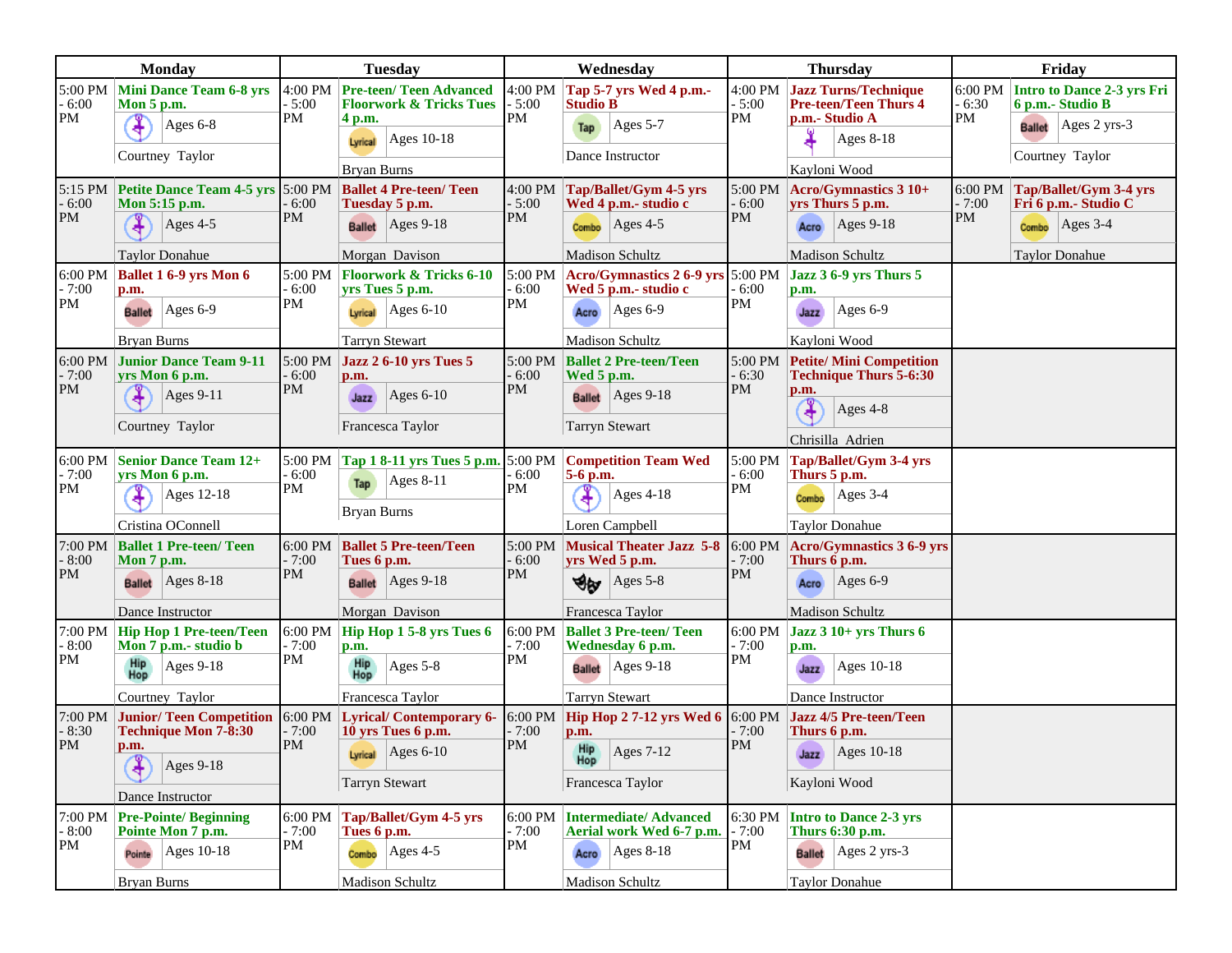| Monday | | Tuesday | | Wednesday | | Thursday | | Friday | |
|---|---|---|---|---|---|---|---|---|---|
| 5:00 PM - 6:00 PM | **Mini Dance Team 6-8 yrs Mon 5 p.m.** Ages 6-8 Courtney Taylor | 4:00 PM - 5:00 PM | **Pre-teen/ Teen Advanced Floorwork & Tricks Tues 4 p.m.** Lyrical Ages 10-18 Bryan Burns | 4:00 PM - 5:00 PM | **Tap 5-7 yrs Wed 4 p.m.- Studio B** Tap Ages 5-7 Dance Instructor | 4:00 PM - 5:00 PM | **Jazz Turns/Technique Pre-teen/Teen Thurs 4 p.m.- Studio A** Ages 8-18 Kayloni Wood | 6:00 PM - 6:30 PM | **Intro to Dance 2-3 yrs Fri 6 p.m.- Studio B** Ballet Ages 2 yrs-3 Courtney Taylor |
| 5:15 PM - 6:00 PM | **Petite Dance Team 4-5 yrs Mon 5:15 p.m.** Ages 4-5 Taylor Donahue | 5:00 PM - 6:00 PM | **Ballet 4 Pre-teen/ Teen Tuesday 5 p.m.** Ballet Ages 9-18 Morgan Davison | 4:00 PM - 5:00 PM | **Tap/Ballet/Gym 4-5 yrs Wed 4 p.m.- studio c** Combo Ages 4-5 Madison Schultz | 5:00 PM - 6:00 PM | **Acro/Gymnastics 3 10+ yrs Thurs 5 p.m.** Acro Ages 9-18 Madison Schultz | 6:00 PM - 7:00 PM | **Tap/Ballet/Gym 3-4 yrs Fri 6 p.m.- Studio C** Combo Ages 3-4 Taylor Donahue |
| 6:00 PM - 7:00 PM | **Ballet 1 6-9 yrs Mon 6 p.m.** Ballet Ages 6-9 Bryan Burns | 5:00 PM - 6:00 PM | **Floorwork & Tricks 6-10 yrs Tues 5 p.m.** Lyrical Ages 6-10 Tarryn Stewart | 5:00 PM - 6:00 PM | **Acro/Gymnastics 2 6-9 yrs Wed 5 p.m.- studio c** Acro Ages 6-9 Madison Schultz | 5:00 PM - 6:00 PM | **Jazz 3 6-9 yrs Thurs 5 p.m.** Jazz Ages 6-9 Kayloni Wood | | |
| 6:00 PM - 7:00 PM | **Junior Dance Team 9-11 yrs Mon 6 p.m.** Ages 9-11 Courtney Taylor | 5:00 PM - 6:00 PM | **Jazz 2 6-10 yrs Tues 5 p.m.** Jazz Ages 6-10 Francesca Taylor | 5:00 PM - 6:00 PM | **Ballet 2 Pre-teen/Teen Wed 5 p.m.** Ballet Ages 9-18 Tarryn Stewart | 5:00 PM - 6:30 PM | **Petite/ Mini Competition Technique Thurs 5-6:30 p.m.** Ages 4-8 Chrisilla Adrien | | |
| 6:00 PM - 7:00 PM | **Senior Dance Team 12+ yrs Mon 6 p.m.** Ages 12-18 Cristina OConnell | 5:00 PM - 6:00 PM | **Tap 1 8-11 yrs Tues 5 p.m.** Tap Ages 8-11 Bryan Burns | 5:00 PM - 6:00 PM | **Competition Team Wed 5-6 p.m.** Ages 4-18 Loren Campbell | 5:00 PM - 6:00 PM | **Tap/Ballet/Gym 3-4 yrs Thurs 5 p.m.** Combo Ages 3-4 Taylor Donahue | | |
| 7:00 PM - 8:00 PM | **Ballet 1 Pre-teen/ Teen Mon 7 p.m.** Ballet Ages 8-18 Dance Instructor | 6:00 PM - 7:00 PM | **Ballet 5 Pre-teen/Teen Tues 6 p.m.** Ballet Ages 9-18 Morgan Davison | 5:00 PM - 6:00 PM | **Musical Theater Jazz 5-8 yrs Wed 5 p.m.** Ages 5-8 Francesca Taylor | 6:00 PM - 7:00 PM | **Acro/Gymnastics 3 6-9 yrs Thurs 6 p.m.** Acro Ages 6-9 Madison Schultz | | |
| 7:00 PM - 8:00 PM | **Hip Hop 1 Pre-teen/Teen Mon 7 p.m.- studio b** Hip Hop Ages 9-18 Courtney Taylor | 6:00 PM - 7:00 PM | **Hip Hop 1 5-8 yrs Tues 6 p.m.** Hip Hop Ages 5-8 Francesca Taylor | 6:00 PM - 7:00 PM | **Ballet 3 Pre-teen/ Teen Wednesday 6 p.m.** Ballet Ages 9-18 Tarryn Stewart | 6:00 PM - 7:00 PM | **Jazz 3 10+ yrs Thurs 6 p.m.** Jazz Ages 10-18 Dance Instructor | | |
| 7:00 PM - 8:30 PM | **Junior/ Teen Competition Technique Mon 7-8:30 p.m.** Ages 9-18 Dance Instructor | 6:00 PM - 7:00 PM | **Lyrical/ Contemporary 6-10 yrs Tues 6 p.m.** Lyrical Ages 6-10 Tarryn Stewart | 6:00 PM - 7:00 PM | **Hip Hop 2 7-12 yrs Wed 6 p.m.** Hip Hop Ages 7-12 Francesca Taylor | 6:00 PM - 7:00 PM | **Jazz 4/5 Pre-teen/Teen Thurs 6 p.m.** Jazz Ages 10-18 Kayloni Wood | | |
| 7:00 PM - 8:00 PM | **Pre-Pointe/ Beginning Pointe Mon 7 p.m.** Pointe Ages 10-18 Bryan Burns | 6:00 PM - 7:00 PM | **Tap/Ballet/Gym 4-5 yrs Tues 6 p.m.** Combo Ages 4-5 Madison Schultz | 6:00 PM - 7:00 PM | **Intermediate/ Advanced Aerial work Wed 6-7 p.m.** Acro Ages 8-18 Madison Schultz | 6:30 PM - 7:00 PM | **Intro to Dance 2-3 yrs Thurs 6:30 p.m.** Ballet Ages 2 yrs-3 Taylor Donahue | | |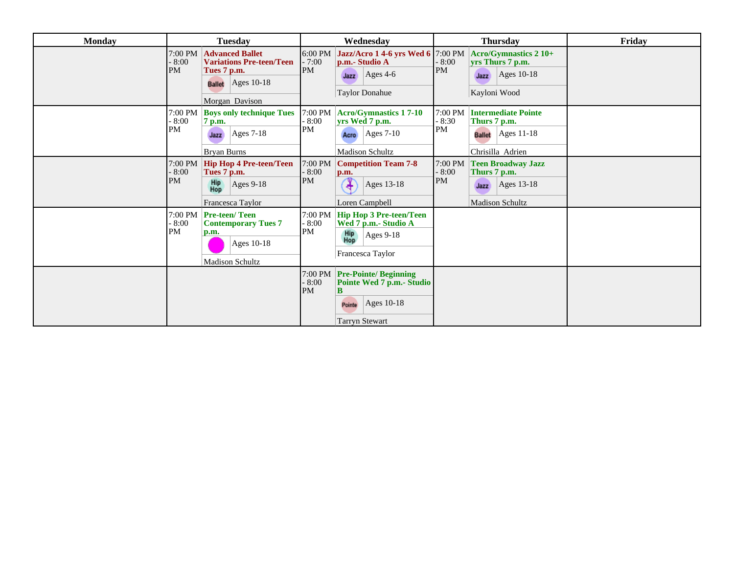| Monday | Tuesday | Wednesday | Thursday | Friday |
|---|---|---|---|---|
| | 7:00 PM - 8:00 PM **Advanced Ballet Variations Pre-teen/Teen Tues 7 p.m.** Ballet Ages 10-18 Morgan Davison | 6:00 PM - 7:00 PM **Jazz/Acro 1 4-6 yrs Wed 6 p.m.- Studio A** Jazz Ages 4-6 Taylor Donahue | 7:00 PM - 8:00 PM **Acro/Gymnastics 2 10+ yrs Thurs 7 p.m.** Jazz Ages 10-18 Kayloni Wood | |
| | 7:00 PM - 8:00 PM **Boys only technique Tues 7 p.m.** Jazz Ages 7-18 Bryan Burns | 7:00 PM - 8:00 PM **Acro/Gymnastics 1 7-10 yrs Wed 7 p.m.** Acro Ages 7-10 Madison Schultz | 7:00 PM - 8:30 PM **Intermediate Pointe Thurs 7 p.m.** Ballet Ages 11-18 Chrisilla Adrien | |
| | 7:00 PM - 8:00 PM **Hip Hop 4 Pre-teen/Teen Tues 7 p.m.** Hip Hop Ages 9-18 Francesca Taylor | 7:00 PM - 8:00 PM **Competition Team 7-8 p.m.** Ages 13-18 Loren Campbell | 7:00 PM - 8:00 PM **Teen Broadway Jazz Thurs 7 p.m.** Jazz Ages 13-18 Madison Schultz | |
| | 7:00 PM - 8:00 PM **Pre-teen/ Teen Contemporary Tues 7 p.m.** Ages 10-18 Madison Schultz | 7:00 PM - 8:00 PM **Hip Hop 3 Pre-teen/Teen Wed 7 p.m.- Studio A** Hip Hop Ages 9-18 Francesca Taylor | | |
| | | 7:00 PM - 8:00 PM **Pre-Pointe/ Beginning Pointe Wed 7 p.m.- Studio B** Pointe Ages 10-18 Tarryn Stewart | | |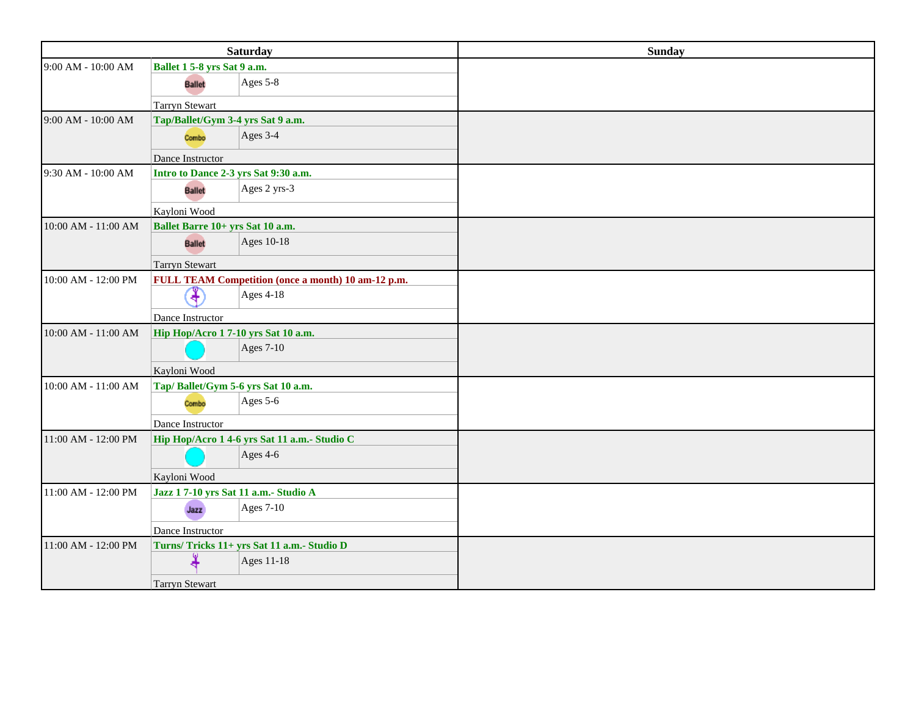| Saturday | | Sunday |
|---|---|---|
| 9:00 AM - 10:00 AM | **Ballet 1 5-8 yrs Sat 9 a.m.**<br>Ballet — Ages 5-8<br>Tarryn Stewart | |
| 9:00 AM - 10:00 AM | **Tap/Ballet/Gym 3-4 yrs Sat 9 a.m.**<br>Combo — Ages 3-4<br>Dance Instructor | |
| 9:30 AM - 10:00 AM | **Intro to Dance 2-3 yrs Sat 9:30 a.m.**<br>Ballet — Ages 2 yrs-3<br>Kayloni Wood | |
| 10:00 AM - 11:00 AM | **Ballet Barre 10+ yrs Sat 10 a.m.**<br>Ballet — Ages 10-18<br>Tarryn Stewart | |
| 10:00 AM - 12:00 PM | **FULL TEAM Competition (once a month) 10 am-12 p.m.**<br>Ages 4-18<br>Dance Instructor | |
| 10:00 AM - 11:00 AM | **Hip Hop/Acro 1 7-10 yrs Sat 10 a.m.**<br>Ages 7-10<br>Kayloni Wood | |
| 10:00 AM - 11:00 AM | **Tap/ Ballet/Gym 5-6 yrs Sat 10 a.m.**<br>Combo — Ages 5-6<br>Dance Instructor | |
| 11:00 AM - 12:00 PM | **Hip Hop/Acro 1 4-6 yrs Sat 11 a.m.- Studio C**<br>Ages 4-6<br>Kayloni Wood | |
| 11:00 AM - 12:00 PM | **Jazz 1 7-10 yrs Sat 11 a.m.- Studio A**<br>Jazz — Ages 7-10<br>Dance Instructor | |
| 11:00 AM - 12:00 PM | **Turns/ Tricks 11+ yrs Sat 11 a.m.- Studio D**<br>Ages 11-18<br>Tarryn Stewart | |